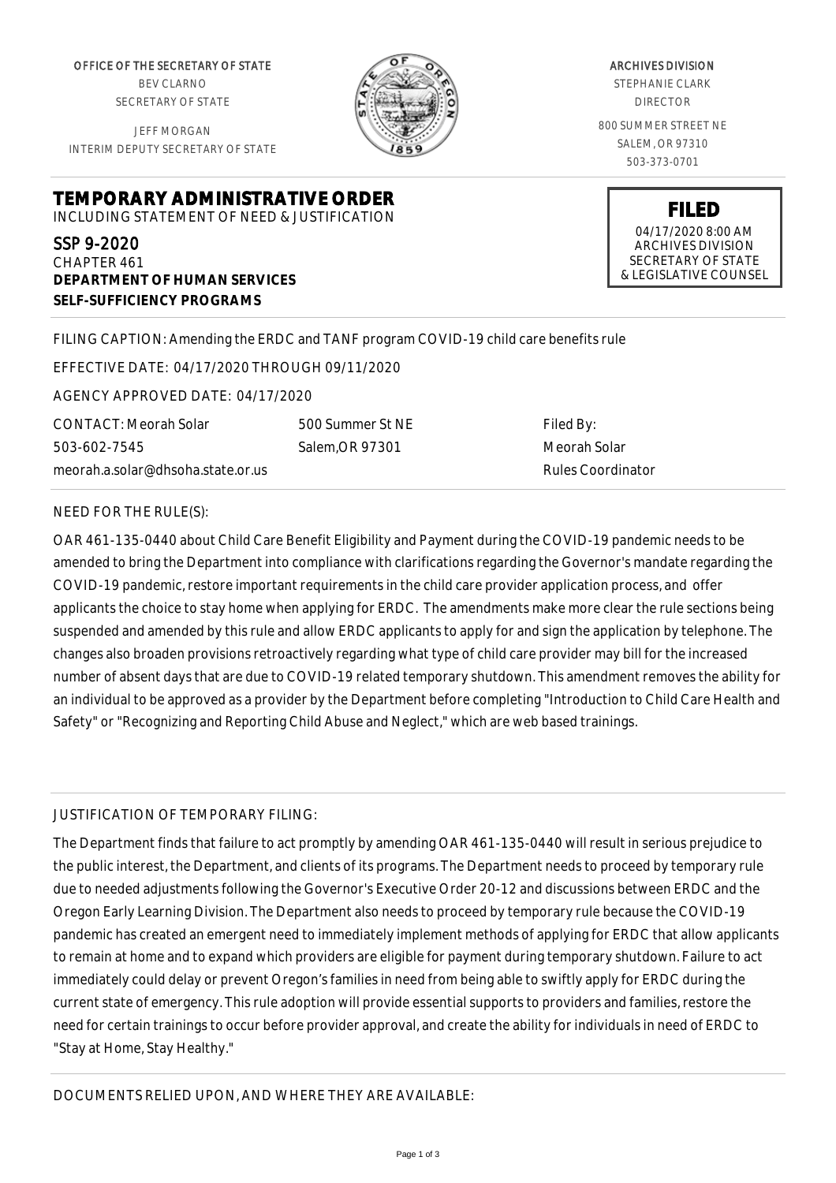OFFICE OF THE SECRETARY OF STATE
BEV CLARNO
SECRETARY OF STATE

JEFF MORGAN
INTERIM DEPUTY SECRETARY OF STATE

ARCHIVES DIVISION
STEPHANIE CLARK
DIRECTOR

800 SUMMER STREET NE
SALEM, OR 97310
503-373-0701

**FILED**
04/17/2020 8:00 AM
ARCHIVES DIVISION
SECRETARY OF STATE
& LEGISLATIVE COUNSEL

# TEMPORARY ADMINISTRATIVE ORDER

INCLUDING STATEMENT OF NEED & JUSTIFICATION

SSP 9-2020
CHAPTER 461
**DEPARTMENT OF HUMAN SERVICES**
**SELF-SUFFICIENCY PROGRAMS**

FILING CAPTION: Amending the ERDC and TANF program COVID-19 child care benefits rule

EFFECTIVE DATE: 04/17/2020 THROUGH 09/11/2020

AGENCY APPROVED DATE: 04/17/2020

CONTACT: Meorah Solar
503-602-7545
meorah.a.solar@dhsoha.state.or.us

500 Summer St NE
Salem,OR 97301

Filed By:
Meorah Solar
Rules Coordinator

NEED FOR THE RULE(S):

OAR 461-135-0440 about Child Care Benefit Eligibility and Payment during the COVID-19 pandemic needs to be amended to bring the Department into compliance with clarifications regarding the Governor's mandate regarding the COVID-19 pandemic, restore important requirements in the child care provider application process, and offer applicants the choice to stay home when applying for ERDC. The amendments make more clear the rule sections being suspended and amended by this rule and allow ERDC applicants to apply for and sign the application by telephone. The changes also broaden provisions retroactively regarding what type of child care provider may bill for the increased number of absent days that are due to COVID-19 related temporary shutdown. This amendment removes the ability for an individual to be approved as a provider by the Department before completing "Introduction to Child Care Health and Safety" or "Recognizing and Reporting Child Abuse and Neglect," which are web based trainings.

JUSTIFICATION OF TEMPORARY FILING:

The Department finds that failure to act promptly by amending OAR 461-135-0440 will result in serious prejudice to the public interest, the Department, and clients of its programs. The Department needs to proceed by temporary rule due to needed adjustments following the Governor's Executive Order 20-12 and discussions between ERDC and the Oregon Early Learning Division. The Department also needs to proceed by temporary rule because the COVID-19 pandemic has created an emergent need to immediately implement methods of applying for ERDC that allow applicants to remain at home and to expand which providers are eligible for payment during temporary shutdown. Failure to act immediately could delay or prevent Oregon's families in need from being able to swiftly apply for ERDC during the current state of emergency. This rule adoption will provide essential supports to providers and families, restore the need for certain trainings to occur before provider approval, and create the ability for individuals in need of ERDC to "Stay at Home, Stay Healthy."

DOCUMENTS RELIED UPON, AND WHERE THEY ARE AVAILABLE: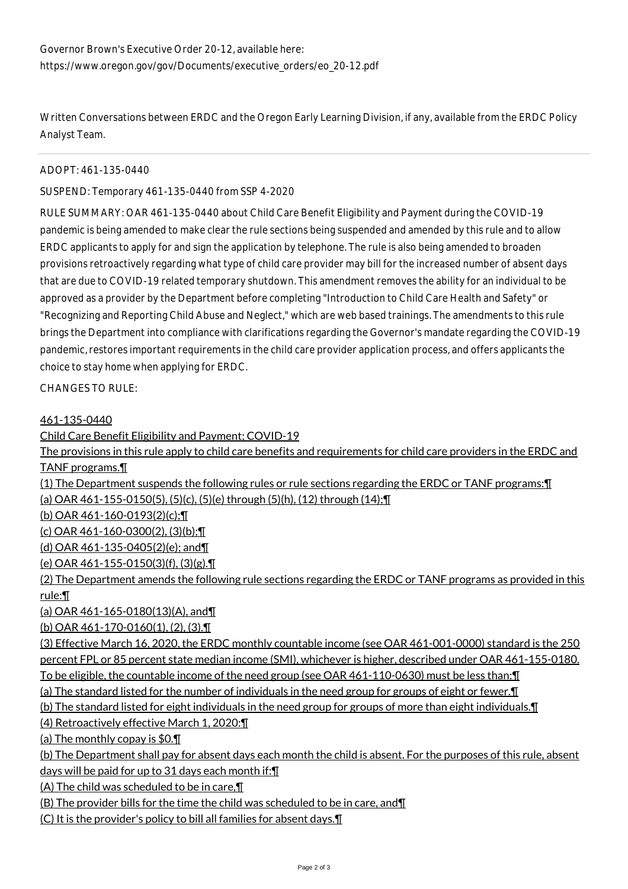Governor Brown's Executive Order 20-12, available here:
https://www.oregon.gov/gov/Documents/executive_orders/eo_20-12.pdf

Written Conversations between ERDC and the Oregon Early Learning Division, if any, available from the ERDC Policy Analyst Team.

---

ADOPT: 461-135-0440

SUSPEND: Temporary 461-135-0440 from SSP 4-2020

RULE SUMMARY: OAR 461-135-0440 about Child Care Benefit Eligibility and Payment during the COVID-19 pandemic is being amended to make clear the rule sections being suspended and amended by this rule and to allow ERDC applicants to apply for and sign the application by telephone. The rule is also being amended to broaden provisions retroactively regarding what type of child care provider may bill for the increased number of absent days that are due to COVID-19 related temporary shutdown. This amendment removes the ability for an individual to be approved as a provider by the Department before completing "Introduction to Child Care Health and Safety" or "Recognizing and Reporting Child Abuse and Neglect," which are web based trainings. The amendments to this rule brings the Department into compliance with clarifications regarding the Governor's mandate regarding the COVID-19 pandemic, restores important requirements in the child care provider application process, and offers applicants the choice to stay home when applying for ERDC.

CHANGES TO RULE:

461-135-0440

Child Care Benefit Eligibility and Payment; COVID-19

The provisions in this rule apply to child care benefits and requirements for child care providers in the ERDC and TANF programs.¶

(1) The Department suspends the following rules or rule sections regarding the ERDC or TANF programs:¶

(a) OAR 461-155-0150(5), (5)(c), (5)(e) through (5)(h), (12) through (14);¶

(b) OAR 461-160-0193(2)(c);¶

(c) OAR 461-160-0300(2), (3)(b);¶

(d) OAR 461-135-0405(2)(e); and¶

(e) OAR 461-155-0150(3)(f), (3)(g).¶

(2) The Department amends the following rule sections regarding the ERDC or TANF programs as provided in this rule:¶

(a) OAR 461-165-0180(13)(A), and¶

(b) OAR 461-170-0160(1), (2), (3).¶

(3) Effective March 16, 2020, the ERDC monthly countable income (see OAR 461-001-0000) standard is the 250 percent FPL or 85 percent state median income (SMI), whichever is higher, described under OAR 461-155-0180. To be eligible, the countable income of the need group (see OAR 461-110-0630) must be less than:¶

(a) The standard listed for the number of individuals in the need group for groups of eight or fewer.¶

(b) The standard listed for eight individuals in the need group for groups of more than eight individuals.¶

(4) Retroactively effective March 1, 2020:¶

(a) The monthly copay is $0.¶

(b) The Department shall pay for absent days each month the child is absent. For the purposes of this rule, absent days will be paid for up to 31 days each month if:¶

(A) The child was scheduled to be in care,¶

(B) The provider bills for the time the child was scheduled to be in care, and¶

(C) It is the provider's policy to bill all families for absent days.¶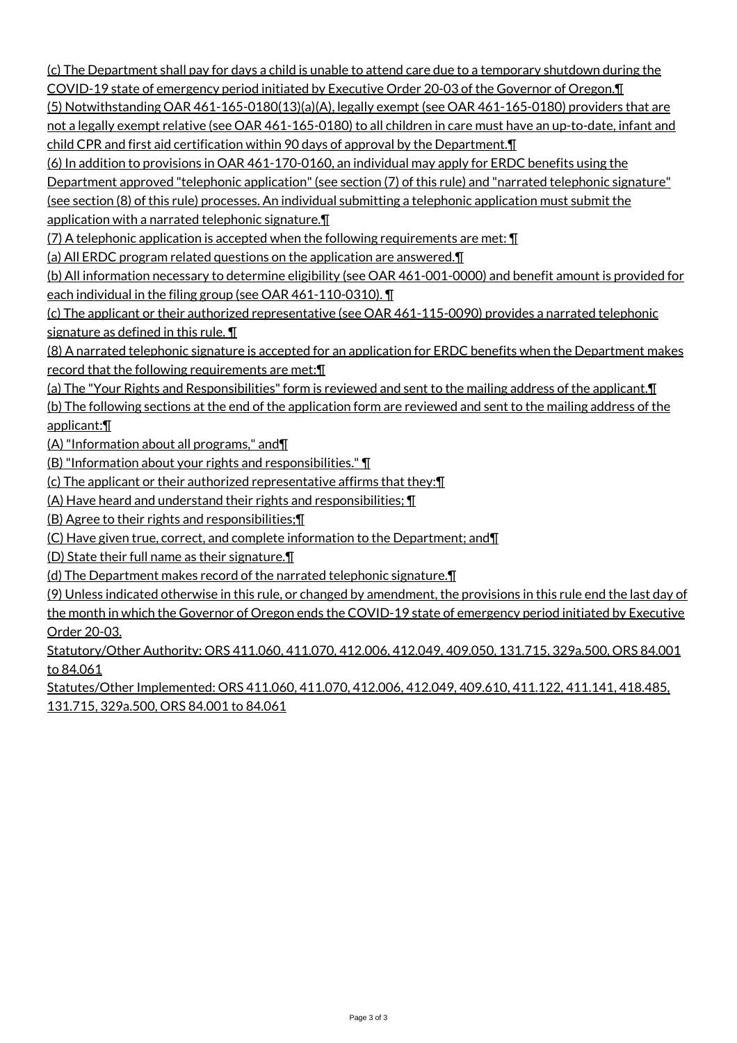(c) The Department shall pay for days a child is unable to attend care due to a temporary shutdown during the COVID-19 state of emergency period initiated by Executive Order 20-03 of the Governor of Oregon.¶

(5) Notwithstanding OAR 461-165-0180(13)(a)(A), legally exempt (see OAR 461-165-0180) providers that are not a legally exempt relative (see OAR 461-165-0180) to all children in care must have an up-to-date, infant and child CPR and first aid certification within 90 days of approval by the Department.¶

(6) In addition to provisions in OAR 461-170-0160, an individual may apply for ERDC benefits using the Department approved "telephonic application" (see section (7) of this rule) and "narrated telephonic signature" (see section (8) of this rule) processes. An individual submitting a telephonic application must submit the application with a narrated telephonic signature.¶

(7) A telephonic application is accepted when the following requirements are met: ¶

(a) All ERDC program related questions on the application are answered.¶

(b) All information necessary to determine eligibility (see OAR 461-001-0000) and benefit amount is provided for each individual in the filing group (see OAR 461-110-0310). ¶

(c) The applicant or their authorized representative (see OAR 461-115-0090) provides a narrated telephonic signature as defined in this rule. ¶

(8) A narrated telephonic signature is accepted for an application for ERDC benefits when the Department makes record that the following requirements are met:¶

(a) The "Your Rights and Responsibilities" form is reviewed and sent to the mailing address of the applicant.¶

(b) The following sections at the end of the application form are reviewed and sent to the mailing address of the applicant:¶

(A) "Information about all programs," and¶

(B) "Information about your rights and responsibilities." ¶

(c) The applicant or their authorized representative affirms that they:¶

(A) Have heard and understand their rights and responsibilities; ¶

(B) Agree to their rights and responsibilities;¶

(C) Have given true, correct, and complete information to the Department; and¶

(D) State their full name as their signature.¶

(d) The Department makes record of the narrated telephonic signature.¶

(9) Unless indicated otherwise in this rule, or changed by amendment, the provisions in this rule end the last day of the month in which the Governor of Oregon ends the COVID-19 state of emergency period initiated by Executive Order 20-03.

Statutory/Other Authority: ORS 411.060, 411.070, 412.006, 412.049, 409.050, 131.715, 329a.500, ORS 84.001 to 84.061

Statutes/Other Implemented: ORS 411.060, 411.070, 412.006, 412.049, 409.610, 411.122, 411.141, 418.485, 131.715, 329a.500, ORS 84.001 to 84.061